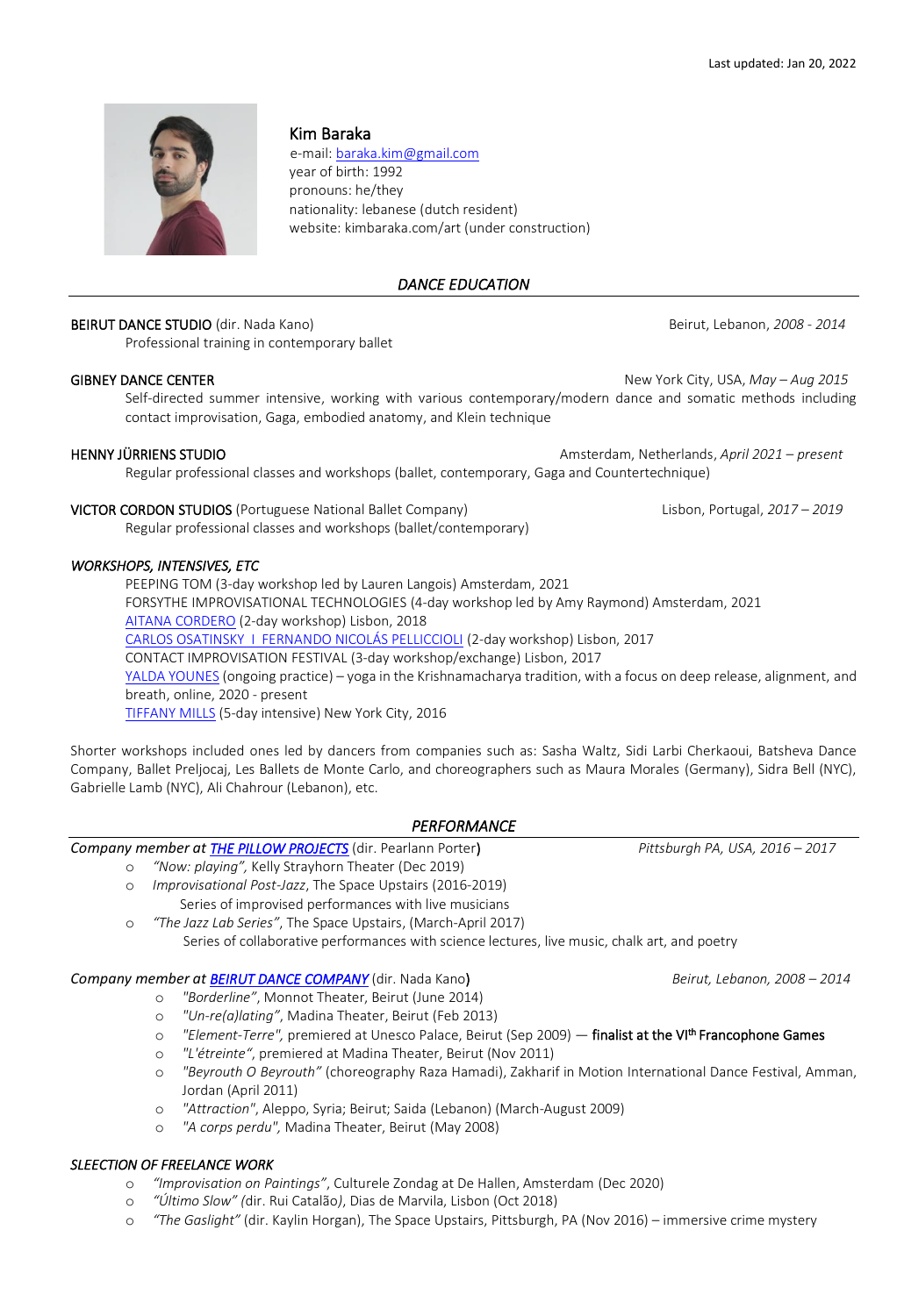Last updated: Jan 20, 2022

# Kim Baraka

e-mail: baraka.kim@gmail.com
year of birth: 1992
pronouns: he/they
nationality: lebanese (dutch resident)
website: kimbaraka.com/art (under construction)

## *DANCE EDUCATION*

BEIRUT DANCE STUDIO (dir. Nada Kano) — Beirut, Lebanon, *2008 - 2014*
Professional training in contemporary ballet

GIBNEY DANCE CENTER — New York City, USA, *May – Aug 2015*
Self-directed summer intensive, working with various contemporary/modern dance and somatic methods including contact improvisation, Gaga, embodied anatomy, and Klein technique

HENNY JÜRRIENS STUDIO — Amsterdam, Netherlands, *April 2021 – present*
Regular professional classes and workshops (ballet, contemporary, Gaga and Countertechnique)

VICTOR CORDON STUDIOS (Portuguese National Ballet Company) — Lisbon, Portugal, *2017 – 2019*
Regular professional classes and workshops (ballet/contemporary)

### *WORKSHOPS, INTENSIVES, ETC*

PEEPING TOM (3-day workshop led by Lauren Langois) Amsterdam, 2021
FORSYTHE IMPROVISATIONAL TECHNOLOGIES (4-day workshop led by Amy Raymond) Amsterdam, 2021
AITANA CORDERO (2-day workshop) Lisbon, 2018
CARLOS OSATINSKY I FERNANDO NICOLÁS PELLICCIOLI (2-day workshop) Lisbon, 2017
CONTACT IMPROVISATION FESTIVAL (3-day workshop/exchange) Lisbon, 2017
YALDA YOUNES (ongoing practice) – yoga in the Krishnamacharya tradition, with a focus on deep release, alignment, and breath, online, 2020 - present
TIFFANY MILLS (5-day intensive) New York City, 2016

Shorter workshops included ones led by dancers from companies such as: Sasha Waltz, Sidi Larbi Cherkaoui, Batsheva Dance Company, Ballet Preljocaj, Les Ballets de Monte Carlo, and choreographers such as Maura Morales (Germany), Sidra Bell (NYC), Gabrielle Lamb (NYC), Ali Chahrour (Lebanon), etc.

## *PERFORMANCE*

*Company member at* ***THE PILLOW PROJECTS*** (dir. Pearlann Porter) — *Pittsburgh PA, USA, 2016 – 2017*

- *"Now: playing"*, Kelly Strayhorn Theater (Dec 2019)
- *Improvisational Post-Jazz*, The Space Upstairs (2016-2019)
  Series of improvised performances with live musicians
- *"The Jazz Lab Series"*, The Space Upstairs, (March-April 2017)
  Series of collaborative performances with science lectures, live music, chalk art, and poetry

*Company member at* ***BEIRUT DANCE COMPANY*** (dir. Nada Kano) — *Beirut, Lebanon, 2008 – 2014*

- *"Borderline"*, Monnot Theater, Beirut (June 2014)
- *"Un-re(a)lating"*, Madina Theater, Beirut (Feb 2013)
- *"Element-Terre"*, premiered at Unesco Palace, Beirut (Sep 2009) — finalist at the VI[th] Francophone Games
- *"L'étreinte"*, premiered at Madina Theater, Beirut (Nov 2011)
- *"Beyrouth O Beyrouth"* (choreography Raza Hamadi), Zakharif in Motion International Dance Festival, Amman, Jordan (April 2011)
- *"Attraction"*, Aleppo, Syria; Beirut; Saida (Lebanon) (March-August 2009)
- *"A corps perdu"*, Madina Theater, Beirut (May 2008)

### *SLEECTION OF FREELANCE WORK*

- *"Improvisation on Paintings"*, Culturele Zondag at De Hallen, Amsterdam (Dec 2020)
- *"Último Slow"* (dir. Rui Catalão), Dias de Marvila, Lisbon (Oct 2018)
- *"The Gaslight"* (dir. Kaylin Horgan), The Space Upstairs, Pittsburgh, PA (Nov 2016) – immersive crime mystery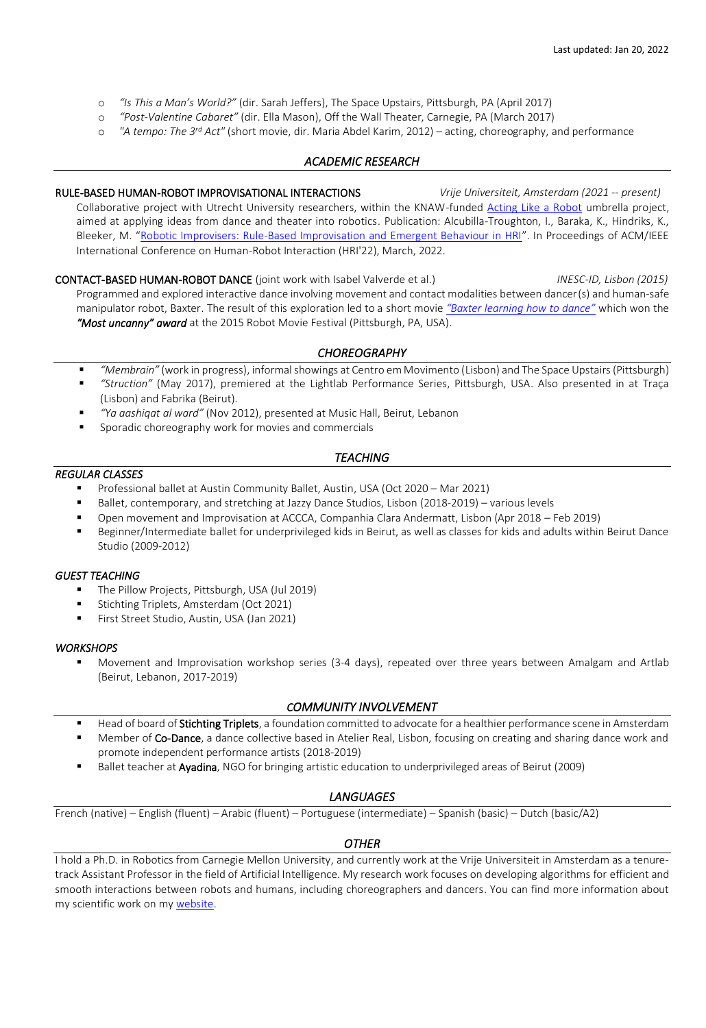Last updated: Jan 20, 2022

- *"Is This a Man's World?"* (dir. Sarah Jeffers), The Space Upstairs, Pittsburgh, PA (April 2017)
- *"Post-Valentine Cabaret"* (dir. Ella Mason), Off the Wall Theater, Carnegie, PA (March 2017)
- *"A tempo: The 3rd Act"* (short movie, dir. Maria Abdel Karim, 2012) – acting, choreography, and performance

## *ACADEMIC RESEARCH*

**RULE-BASED HUMAN-ROBOT IMPROVISATIONAL INTERACTIONS** — *Vrije Universiteit, Amsterdam (2021 -- present)*

Collaborative project with Utrecht University researchers, within the KNAW-funded Acting Like a Robot umbrella project, aimed at applying ideas from dance and theater into robotics. Publication: Alcubilla-Troughton, I., Baraka, K., Hindriks, K., Bleeker, M. "Robotic Improvisers: Rule-Based Improvisation and Emergent Behaviour in HRI". In Proceedings of ACM/IEEE International Conference on Human-Robot Interaction (HRI'22), March, 2022.

**CONTACT-BASED HUMAN-ROBOT DANCE** (joint work with Isabel Valverde et al.) — *INESC-ID, Lisbon (2015)*

Programmed and explored interactive dance involving movement and contact modalities between dancer(s) and human-safe manipulator robot, Baxter. The result of this exploration led to a short movie *"Baxter learning how to dance"* which won the ***"Most uncanny" award*** at the 2015 Robot Movie Festival (Pittsburgh, PA, USA).

## *CHOREOGRAPHY*

- *"Membrain"* (work in progress), informal showings at Centro em Movimento (Lisbon) and The Space Upstairs (Pittsburgh)
- *"Struction"* (May 2017), premiered at the Lightlab Performance Series, Pittsburgh, USA. Also presented in at Traça (Lisbon) and Fabrika (Beirut).
- *"Ya aashiqat al ward"* (Nov 2012), presented at Music Hall, Beirut, Lebanon
- Sporadic choreography work for movies and commercials

## *TEACHING*

### *REGULAR CLASSES*

- Professional ballet at Austin Community Ballet, Austin, USA (Oct 2020 – Mar 2021)
- Ballet, contemporary, and stretching at Jazzy Dance Studios, Lisbon (2018-2019) – various levels
- Open movement and Improvisation at ACCCA, Companhia Clara Andermatt, Lisbon (Apr 2018 – Feb 2019)
- Beginner/Intermediate ballet for underprivileged kids in Beirut, as well as classes for kids and adults within Beirut Dance Studio (2009-2012)

### *GUEST TEACHING*

- The Pillow Projects, Pittsburgh, USA (Jul 2019)
- Stichting Triplets, Amsterdam (Oct 2021)
- First Street Studio, Austin, USA (Jan 2021)

### *WORKSHOPS*

- Movement and Improvisation workshop series (3-4 days), repeated over three years between Amalgam and Artlab (Beirut, Lebanon, 2017-2019)

## *COMMUNITY INVOLVEMENT*

- Head of board of **Stichting Triplets**, a foundation committed to advocate for a healthier performance scene in Amsterdam
- Member of **Co-Dance**, a dance collective based in Atelier Real, Lisbon, focusing on creating and sharing dance work and promote independent performance artists (2018-2019)
- Ballet teacher at **Ayadina**, NGO for bringing artistic education to underprivileged areas of Beirut (2009)

## *LANGUAGES*

French (native) – English (fluent) – Arabic (fluent) – Portuguese (intermediate) – Spanish (basic) – Dutch (basic/A2)

## *OTHER*

I hold a Ph.D. in Robotics from Carnegie Mellon University, and currently work at the Vrije Universiteit in Amsterdam as a tenure-track Assistant Professor in the field of Artificial Intelligence. My research work focuses on developing algorithms for efficient and smooth interactions between robots and humans, including choreographers and dancers. You can find more information about my scientific work on my website.